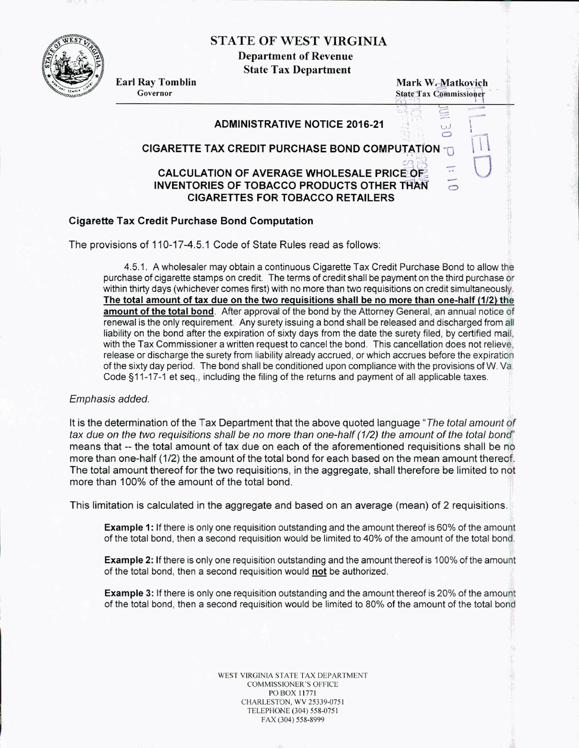# STATE OF WEST VIRGINIA

**Department of Revenue**
**State Tax Department**

**Earl Ray Tomblin**
Governor

**Mark W. Matkovich**
State Tax Commissioner

## ADMINISTRATIVE NOTICE 2016-21

## CIGARETTE TAX CREDIT PURCHASE BOND COMPUTATION

## CALCULATION OF AVERAGE WHOLESALE PRICE OF INVENTORIES OF TOBACCO PRODUCTS OTHER THAN CIGARETTES FOR TOBACCO RETAILERS

### Cigarette Tax Credit Purchase Bond Computation

The provisions of 110-17-4.5.1 Code of State Rules read as follows:

> 4.5.1. A wholesaler may obtain a continuous Cigarette Tax Credit Purchase Bond to allow the purchase of cigarette stamps on credit. The terms of credit shall be payment on the third purchase or within thirty days (whichever comes first) with no more than two requisitions on credit simultaneously. **The total amount of tax due on the two requisitions shall be no more than one-half (1/2) the amount of the total bond**. After approval of the bond by the Attorney General, an annual notice of renewal is the only requirement. Any surety issuing a bond shall be released and discharged from all liability on the bond after the expiration of sixty days from the date the surety filed, by certified mail, with the Tax Commissioner a written request to cancel the bond. This cancellation does not relieve, release or discharge the surety from liability already accrued, or which accrues before the expiration of the sixty day period. The bond shall be conditioned upon compliance with the provisions of W. Va. Code §11-17-1 et seq., including the filing of the returns and payment of all applicable taxes.

*Emphasis added.*

It is the determination of the Tax Department that the above quoted language "*The total amount of tax due on the two requisitions shall be no more than one-half (1/2) the amount of the total bond*" means that -- the total amount of tax due on each of the aforementioned requisitions shall be no more than one-half (1/2) the amount of the total bond for each based on the mean amount thereof. The total amount thereof for the two requisitions, in the aggregate, shall therefore be limited to not more than 100% of the amount of the total bond.

This limitation is calculated in the aggregate and based on an average (mean) of 2 requisitions.

> **Example 1:** If there is only one requisition outstanding and the amount thereof is 60% of the amount of the total bond, then a second requisition would be limited to 40% of the amount of the total bond.
>
> **Example 2:** If there is only one requisition outstanding and the amount thereof is 100% of the amount of the total bond, then a second requisition would **not** be authorized.
>
> **Example 3:** If there is only one requisition outstanding and the amount thereof is 20% of the amount of the total bond, then a second requisition would be limited to 80% of the amount of the total bond

WEST VIRGINIA STATE TAX DEPARTMENT
COMMISSIONER'S OFFICE
PO BOX 11771
CHARLESTON, WV 25339-0751
TELEPHONE (304) 558-0751
FAX (304) 558-8999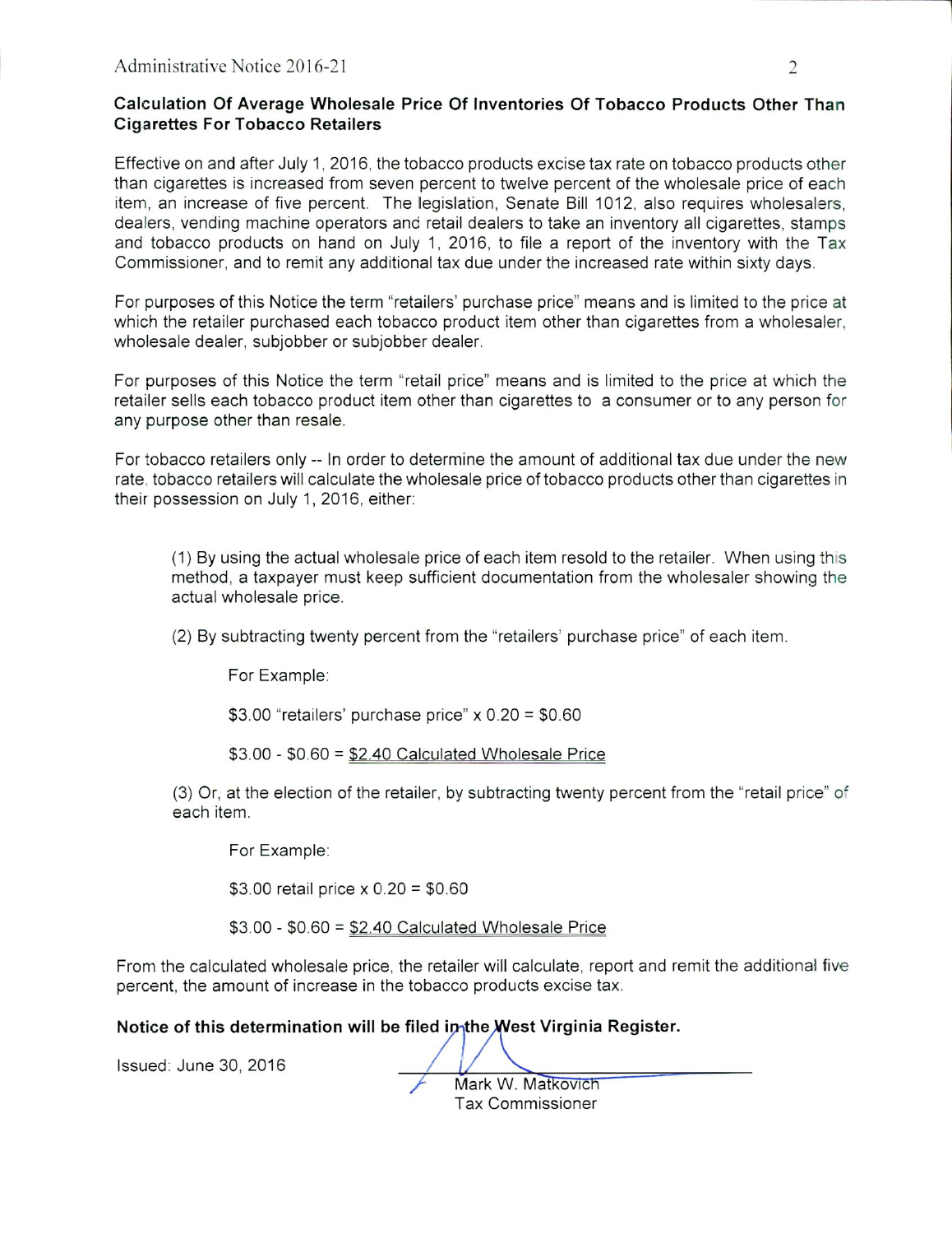## Calculation Of Average Wholesale Price Of Inventories Of Tobacco Products Other Than Cigarettes For Tobacco Retailers

Effective on and after July 1, 2016, the tobacco products excise tax rate on tobacco products other than cigarettes is increased from seven percent to twelve percent of the wholesale price of each item, an increase of five percent. The legislation, Senate Bill 1012, also requires wholesalers, dealers, vending machine operators and retail dealers to take an inventory all cigarettes, stamps and tobacco products on hand on July 1, 2016, to file a report of the inventory with the Tax Commissioner, and to remit any additional tax due under the increased rate within sixty days.

For purposes of this Notice the term "retailers' purchase price" means and is limited to the price at which the retailer purchased each tobacco product item other than cigarettes from a wholesaler, wholesale dealer, subjobber or subjobber dealer.

For purposes of this Notice the term "retail price" means and is limited to the price at which the retailer sells each tobacco product item other than cigarettes to a consumer or to any person for any purpose other than resale.

For tobacco retailers only -- In order to determine the amount of additional tax due under the new rate. tobacco retailers will calculate the wholesale price of tobacco products other than cigarettes in their possession on July 1, 2016, either:

(1) By using the actual wholesale price of each item resold to the retailer. When using this method, a taxpayer must keep sufficient documentation from the wholesaler showing the actual wholesale price.

(2) By subtracting twenty percent from the "retailers' purchase price" of each item.

For Example:

$3.00 "retailers' purchase price" x 0.20 = $0.60

$3.00 - $0.60 = <u>$2.40 Calculated Wholesale Price</u>

(3) Or, at the election of the retailer, by subtracting twenty percent from the "retail price" of each item.

For Example:

$3.00 retail price x 0.20 = $0.60

$3.00 - $0.60 = <u>$2.40 Calculated Wholesale Price</u>

From the calculated wholesale price, the retailer will calculate, report and remit the additional five percent, the amount of increase in the tobacco products excise tax.

**Notice of this determination will be filed in the West Virginia Register.**

Issued: June 30, 2016

Mark W. Matkovich
Tax Commissioner